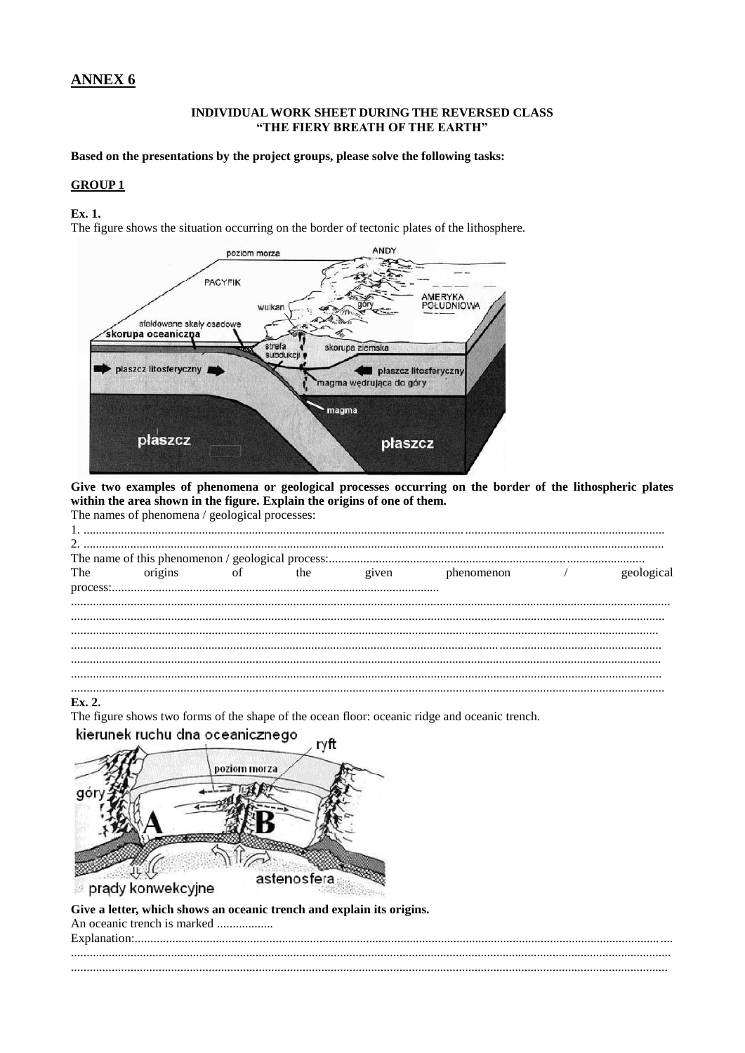# ANNEX 6

**INDIVIDUAL WORK SHEET DURING THE REVERSED CLASS**
**"THE FIERY BREATH OF THE EARTH"**

**Based on the presentations by the project groups, please solve the following tasks:**

## GROUP 1

**Ex. 1.**

The figure shows the situation occurring on the border of tectonic plates of the lithosphere.

**Give two examples of phenomena or geological processes occurring on the border of the lithospheric plates within the area shown in the figure. Explain the origins of one of them.**

The names of phenomena / geological processes:

1. ...................................................................................................................................................................

2. ...................................................................................................................................................................

The name of this phenomenon / geological process:.......................................................................................................

The origins of the given phenomenon / geological process:..........................................................................................

...................................................................................................................................................................

...................................................................................................................................................................

...................................................................................................................................................................

...................................................................................................................................................................

...................................................................................................................................................................

...................................................................................................................................................................

...................................................................................................................................................................

**Ex. 2.**

The figure shows two forms of the shape of the ocean floor: oceanic ridge and oceanic trench.

**Give a letter, which shows an oceanic trench and explain its origins.**

An oceanic trench is marked ..................

Explanation:...................................................................................................................................................

...................................................................................................................................................................

...................................................................................................................................................................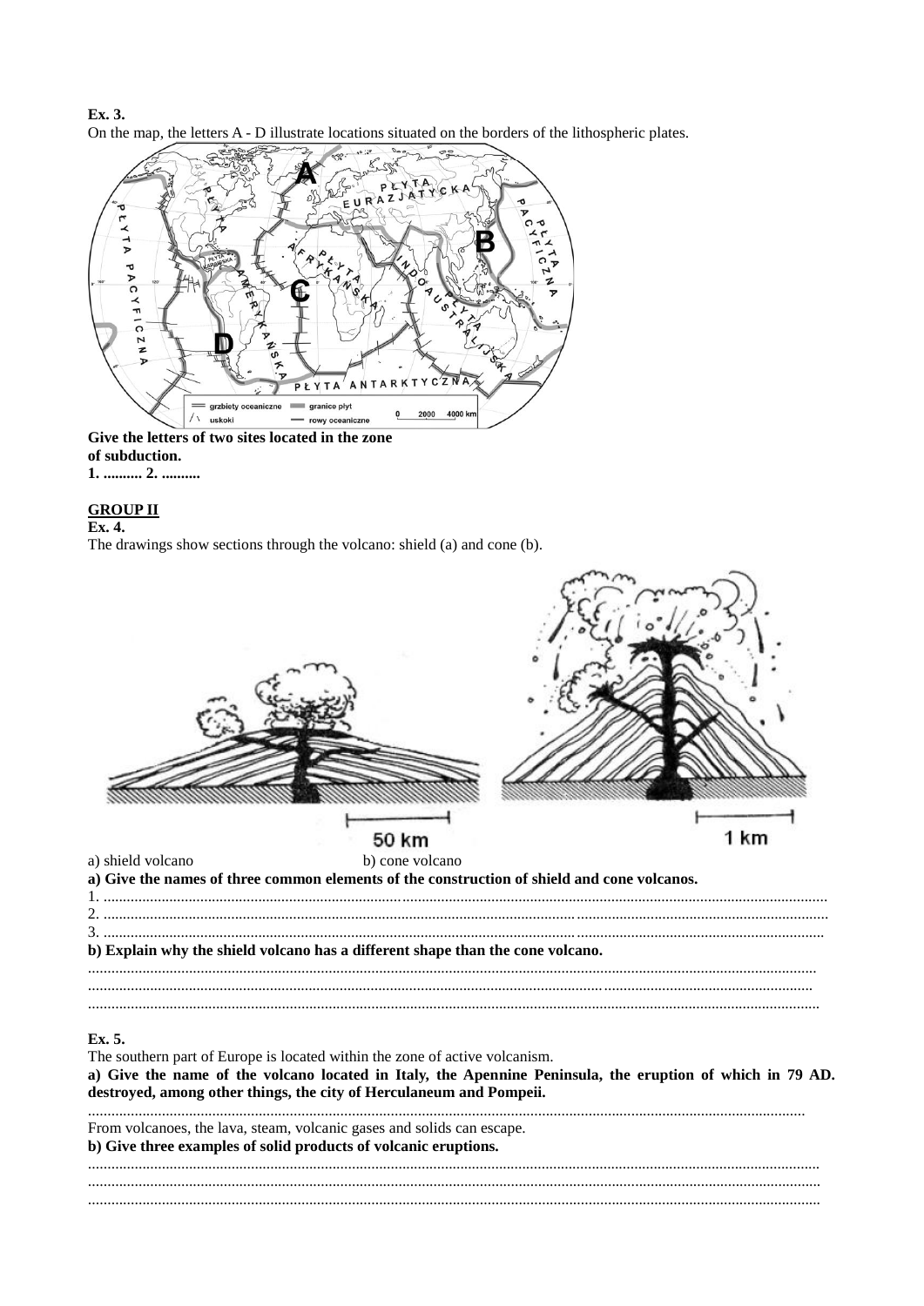**Ex. 3.**
On the map, the letters A - D illustrate locations situated on the borders of the lithospheric plates.

**Give the letters of two sites located in the zone of subduction.**
**1. .......... 2. ..........**

## GROUP II

**Ex. 4.**
The drawings show sections through the volcano: shield (a) and cone (b).

a) shield volcano b) cone volcano

**a) Give the names of three common elements of the construction of shield and cone volcanos.**

1. ..........
2. ..........
3. ..........

**b) Explain why the shield volcano has a different shape than the cone volcano.**

..........

**Ex. 5.**
The southern part of Europe is located within the zone of active volcanism.

**a) Give the name of the volcano located in Italy, the Apennine Peninsula, the eruption of which in 79 AD. destroyed, among other things, the city of Herculaneum and Pompeii.**

..........

From volcanoes, the lava, steam, volcanic gases and solids can escape.

**b) Give three examples of solid products of volcanic eruptions.**

..........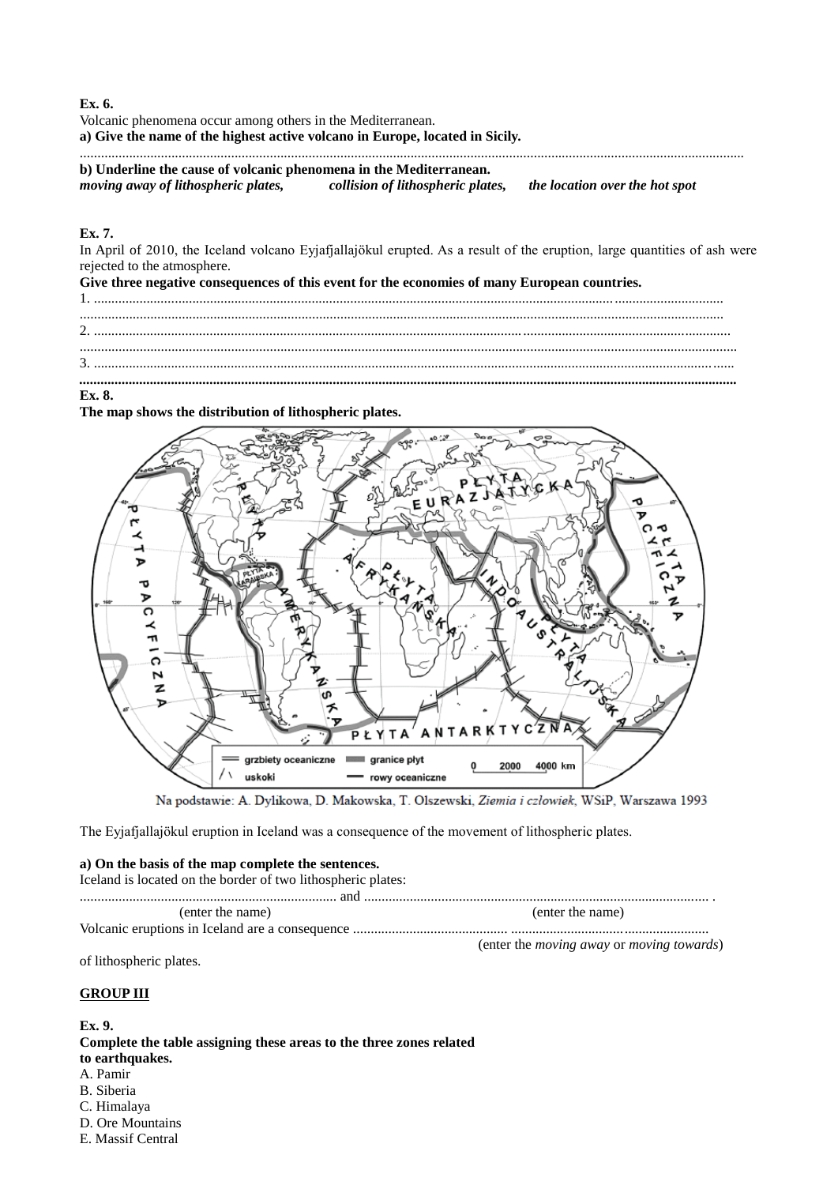**Ex. 6.**

Volcanic phenomena occur among others in the Mediterranean.

**a) Give the name of the highest active volcano in Europe, located in Sicily.**

..........................................................................................................................................................................

**b) Underline the cause of volcanic phenomena in the Mediterranean.**

***moving away of lithospheric plates,*** ***collision of lithospheric plates,*** ***the location over the hot spot***

**Ex. 7.**

In April of 2010, the Iceland volcano Eyjafjallajökul erupted. As a result of the eruption, large quantities of ash were rejected to the atmosphere.

**Give three negative consequences of this event for the economies of many European countries.**

1. ..........................................................................................................................................................................
..........................................................................................................................................................................
2. ..........................................................................................................................................................................
..........................................................................................................................................................................
3. ..........................................................................................................................................................................
..........................................................................................................................................................................

**Ex. 8.**

**The map shows the distribution of lithospheric plates.**

Na podstawie: A. Dylikowa, D. Makowska, T. Olszewski, *Ziemia i człowiek*, WSiP, Warszawa 1993

The Eyjafjallajökul eruption in Iceland was a consequence of the movement of lithospheric plates.

**a) On the basis of the map complete the sentences.**

Iceland is located on the border of two lithospheric plates:

......................................................................... and ................................................................................................ .

(enter the name) (enter the name)

Volcanic eruptions in Iceland are a consequence ............................................ .......................................................

(enter the *moving away* or *moving towards*)

of lithospheric plates.

**GROUP III**

**Ex. 9.**

**Complete the table assigning these areas to the three zones related to earthquakes.**

A. Pamir
B. Siberia
C. Himalaya
D. Ore Mountains
E. Massif Central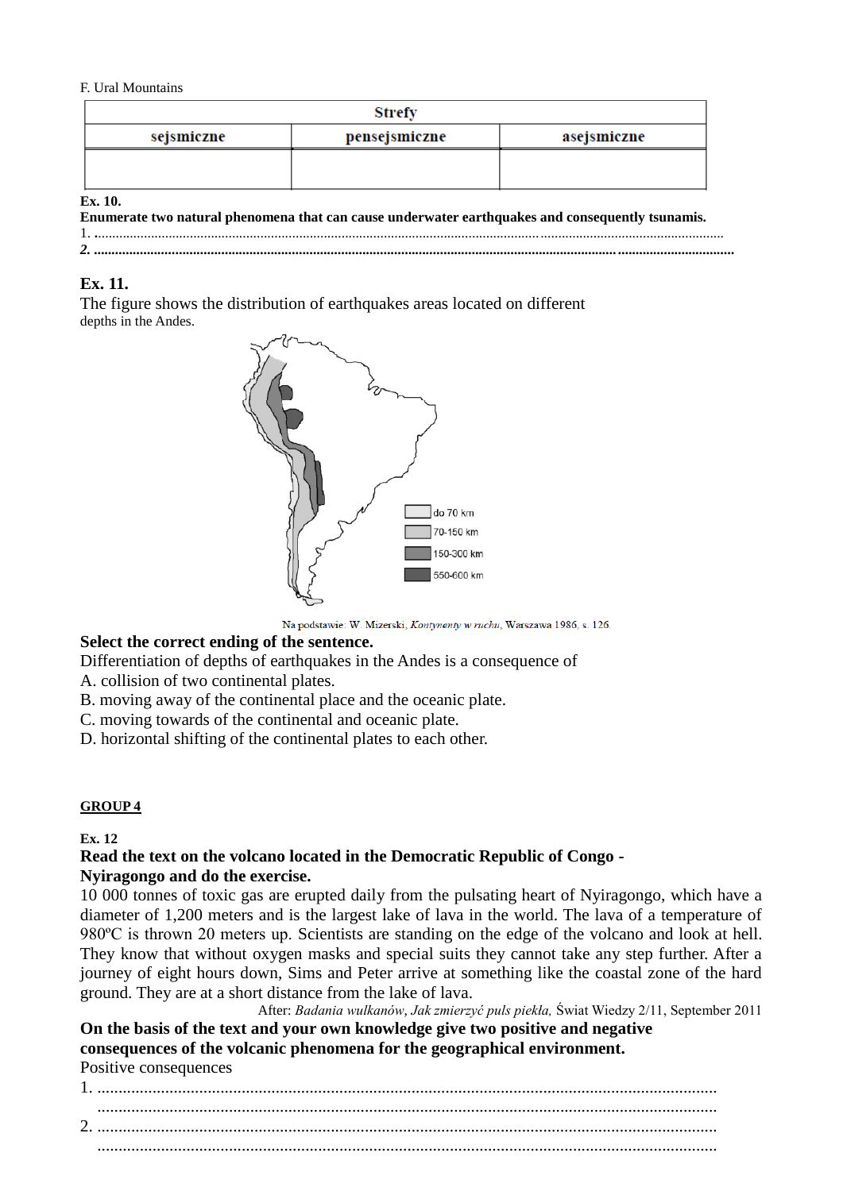F. Ural Mountains

| Strefy | | |
|---|---|---|
| sejsmiczne | pensejsmiczne | asejsmiczne |
| | | |

**Ex. 10.**

**Enumerate two natural phenomena that can cause underwater earthquakes and consequently tsunamis.**

1. ..................................................................................................................................................................................................

*2.* ..................................................................................................................................................................................................

## Ex. 11.

The figure shows the distribution of earthquakes areas located on different depths in the Andes.

do 70 km
70-150 km
150-300 km
550-600 km

Na podstawie: W. Mizerski, *Kontynenty w ruchu*, Warszawa 1986, s. 126.

**Select the correct ending of the sentence.**

Differentiation of depths of earthquakes in the Andes is a consequence of

A. collision of two continental plates.
B. moving away of the continental place and the oceanic plate.
C. moving towards of the continental and oceanic plate.
D. horizontal shifting of the continental plates to each other.

**GROUP 4**

**Ex. 12**

**Read the text on the volcano located in the Democratic Republic of Congo - Nyiragongo and do the exercise.**

10 000 tonnes of toxic gas are erupted daily from the pulsating heart of Nyiragongo, which have a diameter of 1,200 meters and is the largest lake of lava in the world. The lava of a temperature of 980ºC is thrown 20 meters up. Scientists are standing on the edge of the volcano and look at hell. They know that without oxygen masks and special suits they cannot take any step further. After a journey of eight hours down, Sims and Peter arrive at something like the coastal zone of the hard ground. They are at a short distance from the lake of lava.

After: *Badania wulkanów, Jak zmierzyć puls piekła,* Świat Wiedzy 2/11, September 2011

**On the basis of the text and your own knowledge give two positive and negative consequences of the volcanic phenomena for the geographical environment.**

Positive consequences

1. ..................................................................................................................................................
   ..................................................................................................................................................
2. ..................................................................................................................................................
   ..................................................................................................................................................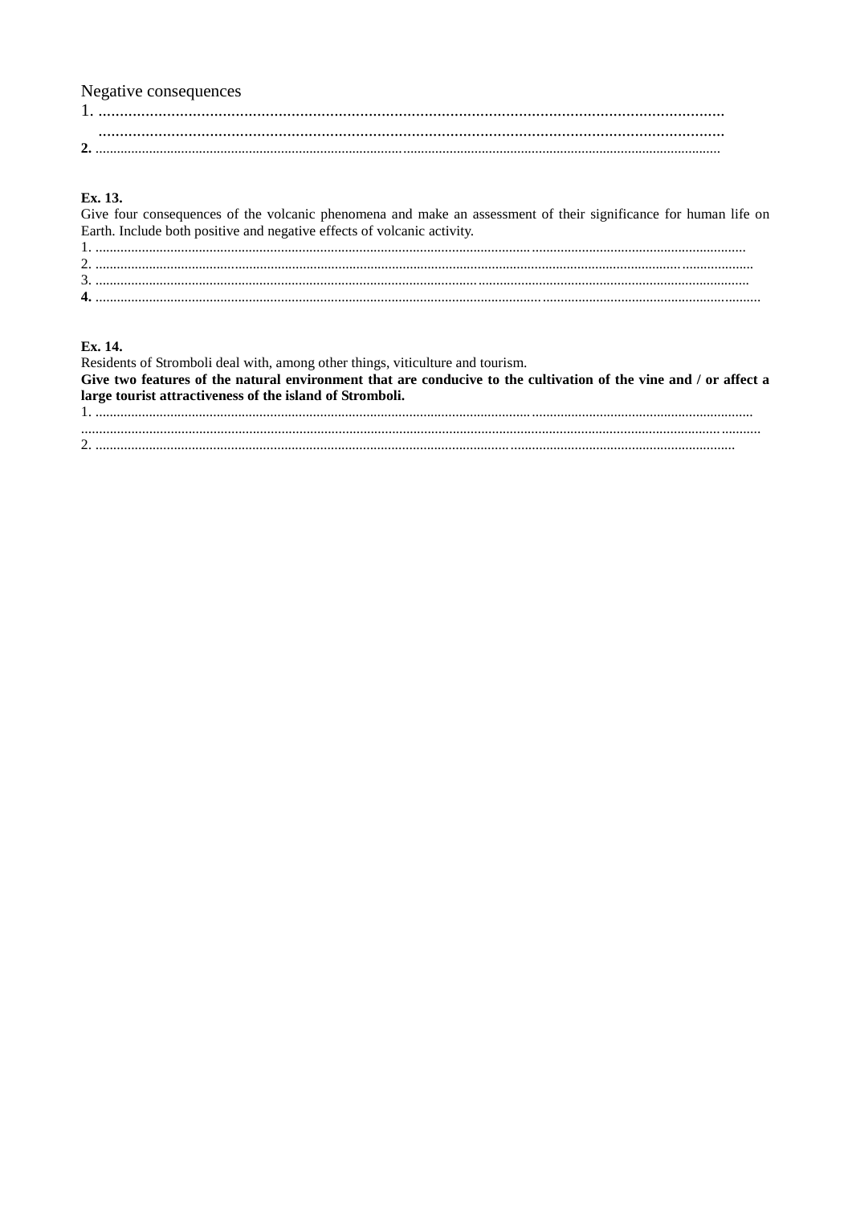Negative consequences

1. ....................................................................................................................................

   ....................................................................................................................................

**2.** ....................................................................................................................................

**Ex. 13.**

Give four consequences of the volcanic phenomena and make an assessment of their significance for human life on Earth. Include both positive and negative effects of volcanic activity.

1. ....................................................................................................................................
2. ....................................................................................................................................
3. ....................................................................................................................................
**4.** ....................................................................................................................................

**Ex. 14.**

Residents of Stromboli deal with, among other things, viticulture and tourism.

**Give two features of the natural environment that are conducive to the cultivation of the vine and / or affect a large tourist attractiveness of the island of Stromboli.**

1. ....................................................................................................................................

....................................................................................................................................

2. ....................................................................................................................................